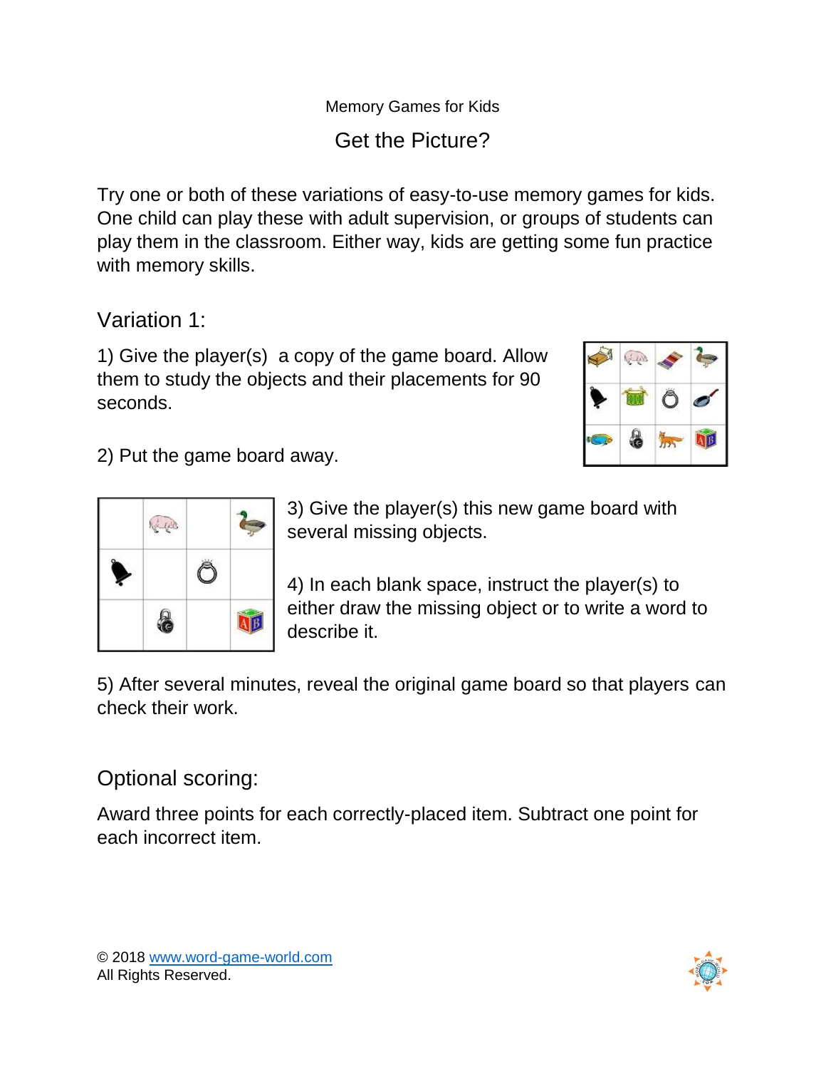Memory Games for Kids

# Get the Picture?

Try one or both of these variations of easy-to-use memory games for kids. One child can play these with adult supervision, or groups of students can play them in the classroom. Either way, kids are getting some fun practice with memory skills.

## Variation 1:

1) Give the player(s) a copy of the game board. Allow them to study the objects and their placements for 90 seconds.

2) Put the game board away.

3) Give the player(s) this new game board with several missing objects.

4) In each blank space, instruct the player(s) to either draw the missing object or to write a word to describe it.

5) After several minutes, reveal the original game board so that players can check their work.

## Optional scoring:

Award three points for each correctly-placed item. Subtract one point for each incorrect item.

© 2018 www.word-game-world.com
All Rights Reserved.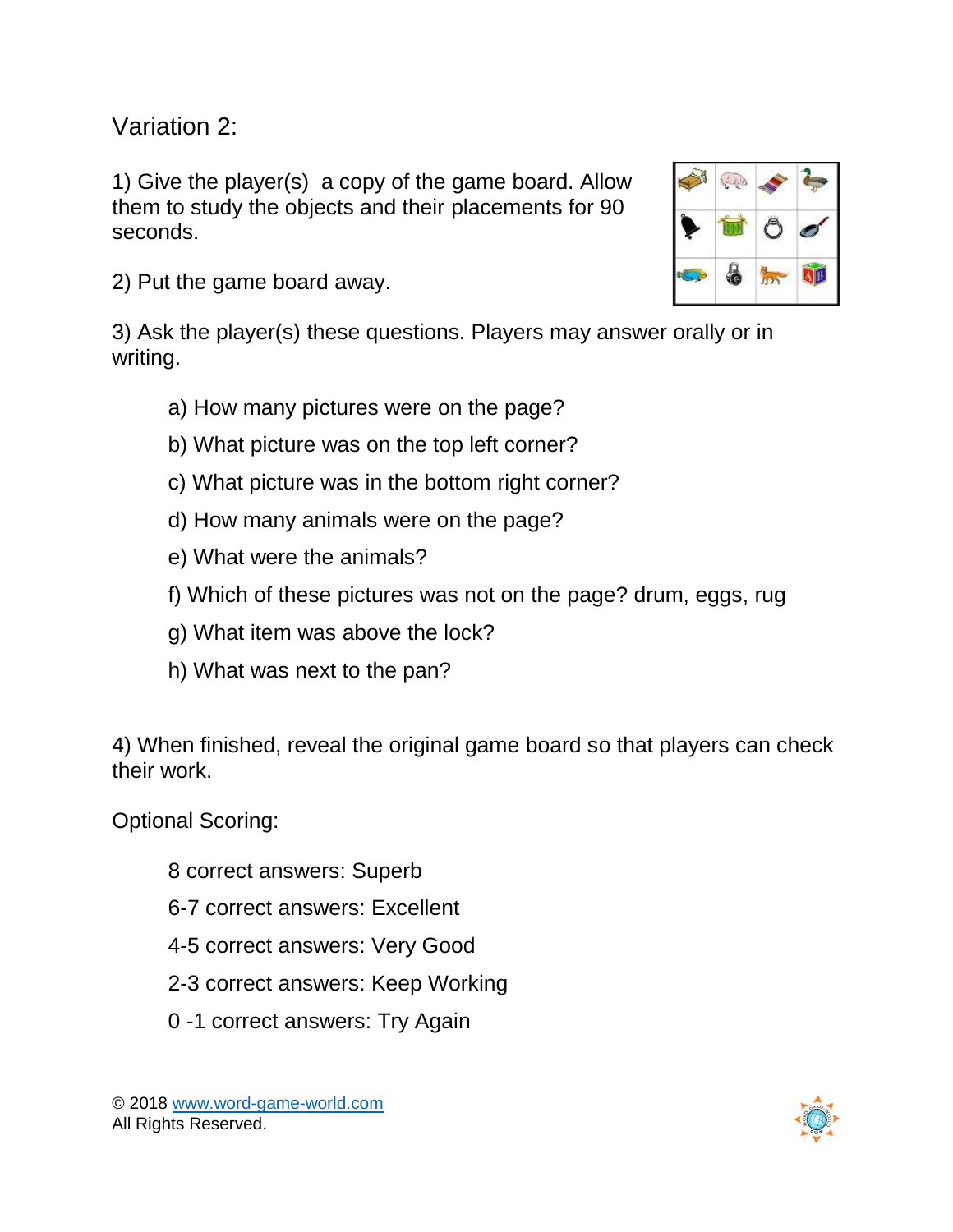Variation 2:

1) Give the player(s) a copy of the game board. Allow them to study the objects and their placements for 90 seconds.

2) Put the game board away.

3) Ask the player(s) these questions. Players may answer orally or in writing.

- a) How many pictures were on the page?
- b) What picture was on the top left corner?
- c) What picture was in the bottom right corner?
- d) How many animals were on the page?
- e) What were the animals?
- f) Which of these pictures was not on the page? drum, eggs, rug
- g) What item was above the lock?
- h) What was next to the pan?

4) When finished, reveal the original game board so that players can check their work.

Optional Scoring:

- 8 correct answers: Superb
- 6-7 correct answers: Excellent
- 4-5 correct answers: Very Good
- 2-3 correct answers: Keep Working
- 0 -1 correct answers: Try Again

© 2018 www.word-game-world.com
All Rights Reserved.